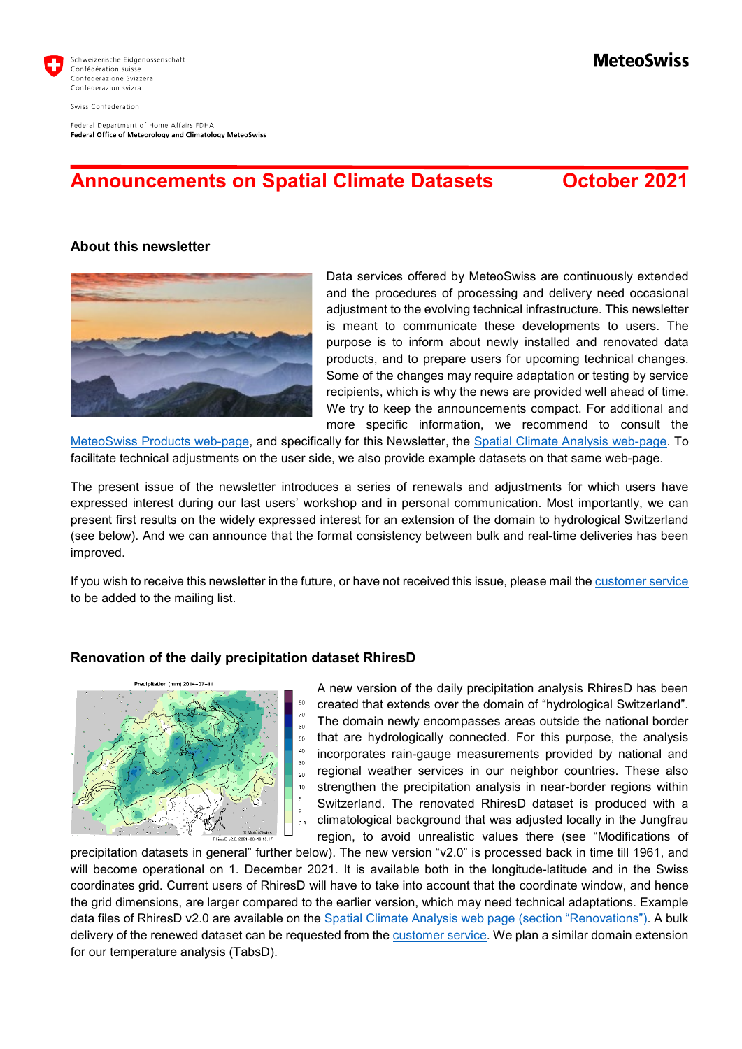Schweizerische Eidgenossenschaft
Confédération suisse
Confederazione Svizzera
Confederaziun svizra

Swiss Confederation

Federal Department of Home Affairs FDHA
**Federal Office of Meteorology and Climatology MeteoSwiss**

**MeteoSwiss**

# Announcements on Spatial Climate Datasets — October 2021

## About this newsletter

Data services offered by MeteoSwiss are continuously extended and the procedures of processing and delivery need occasional adjustment to the evolving technical infrastructure. This newsletter is meant to communicate these developments to users. The purpose is to inform about newly installed and renovated data products, and to prepare users for upcoming technical changes. Some of the changes may require adaptation or testing by service recipients, which is why the news are provided well ahead of time. We try to keep the announcements compact. For additional and more specific information, we recommend to consult the MeteoSwiss Products web-page, and specifically for this Newsletter, the Spatial Climate Analysis web-page. To facilitate technical adjustments on the user side, we also provide example datasets on that same web-page.

The present issue of the newsletter introduces a series of renewals and adjustments for which users have expressed interest during our last users' workshop and in personal communication. Most importantly, we can present first results on the widely expressed interest for an extension of the domain to hydrological Switzerland (see below). And we can announce that the format consistency between bulk and real-time deliveries has been improved.

If you wish to receive this newsletter in the future, or have not received this issue, please mail the customer service to be added to the mailing list.

## Renovation of the daily precipitation dataset RhiresD

A new version of the daily precipitation analysis RhiresD has been created that extends over the domain of "hydrological Switzerland". The domain newly encompasses areas outside the national border that are hydrologically connected. For this purpose, the analysis incorporates rain-gauge measurements provided by national and regional weather services in our neighbor countries. These also strengthen the precipitation analysis in near-border regions within Switzerland. The renovated RhiresD dataset is produced with a climatological background that was adjusted locally in the Jungfrau region, to avoid unrealistic values there (see "Modifications of precipitation datasets in general" further below). The new version "v2.0" is processed back in time till 1961, and will become operational on 1. December 2021. It is available both in the longitude-latitude and in the Swiss coordinates grid. Current users of RhiresD will have to take into account that the coordinate window, and hence the grid dimensions, are larger compared to the earlier version, which may need technical adaptations. Example data files of RhiresD v2.0 are available on the Spatial Climate Analysis web page (section "Renovations"). A bulk delivery of the renewed dataset can be requested from the customer service. We plan a similar domain extension for our temperature analysis (TabsD).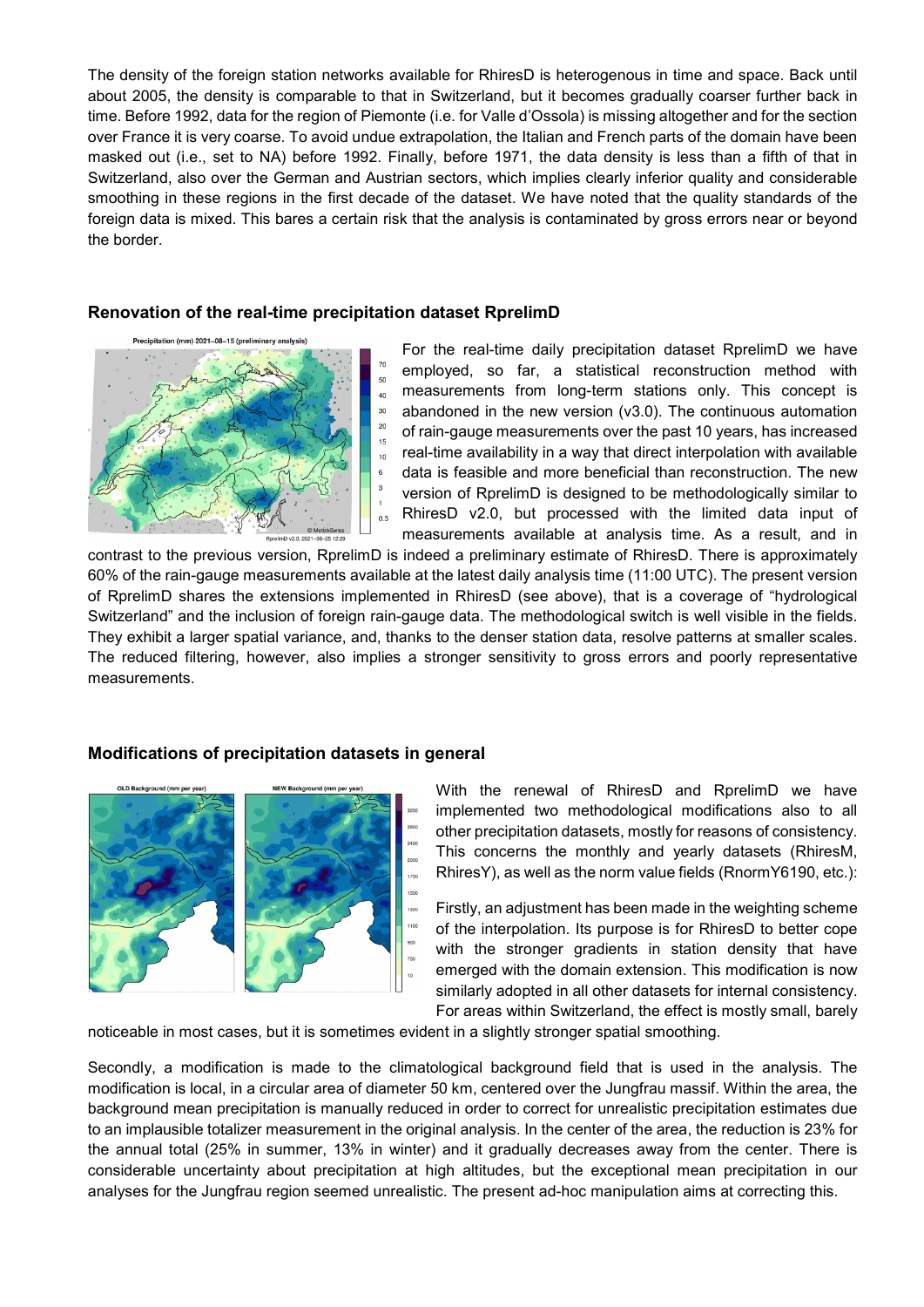The density of the foreign station networks available for RhiresD is heterogenous in time and space. Back until about 2005, the density is comparable to that in Switzerland, but it becomes gradually coarser further back in time. Before 1992, data for the region of Piemonte (i.e. for Valle d'Ossola) is missing altogether and for the section over France it is very coarse. To avoid undue extrapolation, the Italian and French parts of the domain have been masked out (i.e., set to NA) before 1992. Finally, before 1971, the data density is less than a fifth of that in Switzerland, also over the German and Austrian sectors, which implies clearly inferior quality and considerable smoothing in these regions in the first decade of the dataset. We have noted that the quality standards of the foreign data is mixed. This bares a certain risk that the analysis is contaminated by gross errors near or beyond the border.

### Renovation of the real-time precipitation dataset RprelimD

For the real-time daily precipitation dataset RprelimD we have employed, so far, a statistical reconstruction method with measurements from long-term stations only. This concept is abandoned in the new version (v3.0). The continuous automation of rain-gauge measurements over the past 10 years, has increased real-time availability in a way that direct interpolation with available data is feasible and more beneficial than reconstruction. The new version of RprelimD is designed to be methodologically similar to RhiresD v2.0, but processed with the limited data input of measurements available at analysis time. As a result, and in contrast to the previous version, RprelimD is indeed a preliminary estimate of RhiresD. There is approximately 60% of the rain-gauge measurements available at the latest daily analysis time (11:00 UTC). The present version of RprelimD shares the extensions implemented in RhiresD (see above), that is a coverage of "hydrological Switzerland" and the inclusion of foreign rain-gauge data. The methodological switch is well visible in the fields. They exhibit a larger spatial variance, and, thanks to the denser station data, resolve patterns at smaller scales. The reduced filtering, however, also implies a stronger sensitivity to gross errors and poorly representative measurements.

### Modifications of precipitation datasets in general

With the renewal of RhiresD and RprelimD we have implemented two methodological modifications also to all other precipitation datasets, mostly for reasons of consistency. This concerns the monthly and yearly datasets (RhiresM, RhiresY), as well as the norm value fields (RnormY6190, etc.):

Firstly, an adjustment has been made in the weighting scheme of the interpolation. Its purpose is for RhiresD to better cope with the stronger gradients in station density that have emerged with the domain extension. This modification is now similarly adopted in all other datasets for internal consistency. For areas within Switzerland, the effect is mostly small, barely noticeable in most cases, but it is sometimes evident in a slightly stronger spatial smoothing.

Secondly, a modification is made to the climatological background field that is used in the analysis. The modification is local, in a circular area of diameter 50 km, centered over the Jungfrau massif. Within the area, the background mean precipitation is manually reduced in order to correct for unrealistic precipitation estimates due to an implausible totalizer measurement in the original analysis. In the center of the area, the reduction is 23% for the annual total (25% in summer, 13% in winter) and it gradually decreases away from the center. There is considerable uncertainty about precipitation at high altitudes, but the exceptional mean precipitation in our analyses for the Jungfrau region seemed unrealistic. The present ad-hoc manipulation aims at correcting this.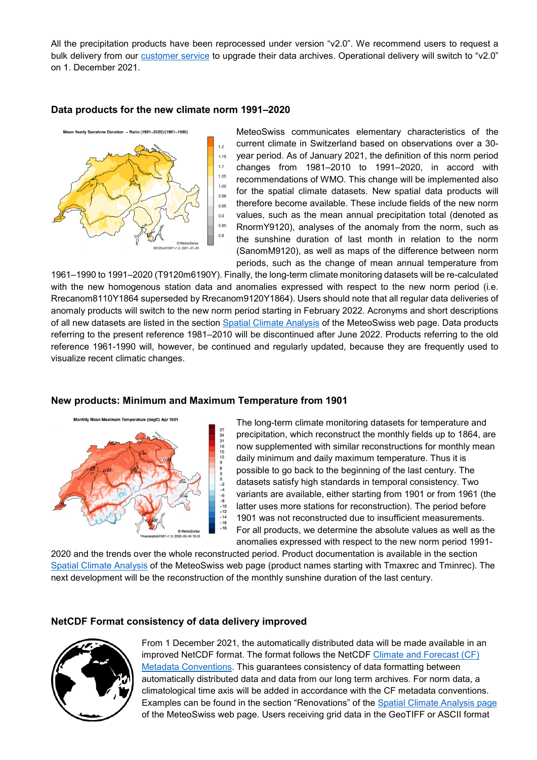All the precipitation products have been reprocessed under version "v2.0". We recommend users to request a bulk delivery from our customer service to upgrade their data archives. Operational delivery will switch to "v2.0" on 1. December 2021.

### Data products for the new climate norm 1991–2020

MeteoSwiss communicates elementary characteristics of the current climate in Switzerland based on observations over a 30-year period. As of January 2021, the definition of this norm period changes from 1981–2010 to 1991–2020, in accord with recommendations of WMO. This change will be implemented also for the spatial climate datasets. New spatial data products will therefore become available. These include fields of the new norm values, such as the mean annual precipitation total (denoted as RnormY9120), analyses of the anomaly from the norm, such as the sunshine duration of last month in relation to the norm (SanomM9120), as well as maps of the difference between norm periods, such as the change of mean annual temperature from 1961–1990 to 1991–2020 (T9120m6190Y). Finally, the long-term climate monitoring datasets will be re-calculated with the new homogenous station data and anomalies expressed with respect to the new norm period (i.e. Rrecanom8110Y1864 superseded by Rrecanom9120Y1864). Users should note that all regular data deliveries of anomaly products will switch to the new norm period starting in February 2022. Acronyms and short descriptions of all new datasets are listed in the section Spatial Climate Analysis of the MeteoSwiss web page. Data products referring to the present reference 1981–2010 will be discontinued after June 2022. Products referring to the old reference 1961-1990 will, however, be continued and regularly updated, because they are frequently used to visualize recent climatic changes.

### New products: Minimum and Maximum Temperature from 1901

The long-term climate monitoring datasets for temperature and precipitation, which reconstruct the monthly fields up to 1864, are now supplemented with similar reconstructions for monthly mean daily minimum and daily maximum temperature. Thus it is possible to go back to the beginning of the last century. The datasets satisfy high standards in temporal consistency. Two variants are available, either starting from 1901 or from 1961 (the latter uses more stations for reconstruction). The period before 1901 was not reconstructed due to insufficient measurements. For all products, we determine the absolute values as well as the anomalies expressed with respect to the new norm period 1991-2020 and the trends over the whole reconstructed period. Product documentation is available in the section Spatial Climate Analysis of the MeteoSwiss web page (product names starting with Tmaxrec and Tminrec). The next development will be the reconstruction of the monthly sunshine duration of the last century.

### NetCDF Format consistency of data delivery improved

From 1 December 2021, the automatically distributed data will be made available in an improved NetCDF format. The format follows the NetCDF Climate and Forecast (CF) Metadata Conventions. This guarantees consistency of data formatting between automatically distributed data and data from our long term archives. For norm data, a climatological time axis will be added in accordance with the CF metadata conventions. Examples can be found in the section "Renovations" of the Spatial Climate Analysis page of the MeteoSwiss web page. Users receiving grid data in the GeoTIFF or ASCII format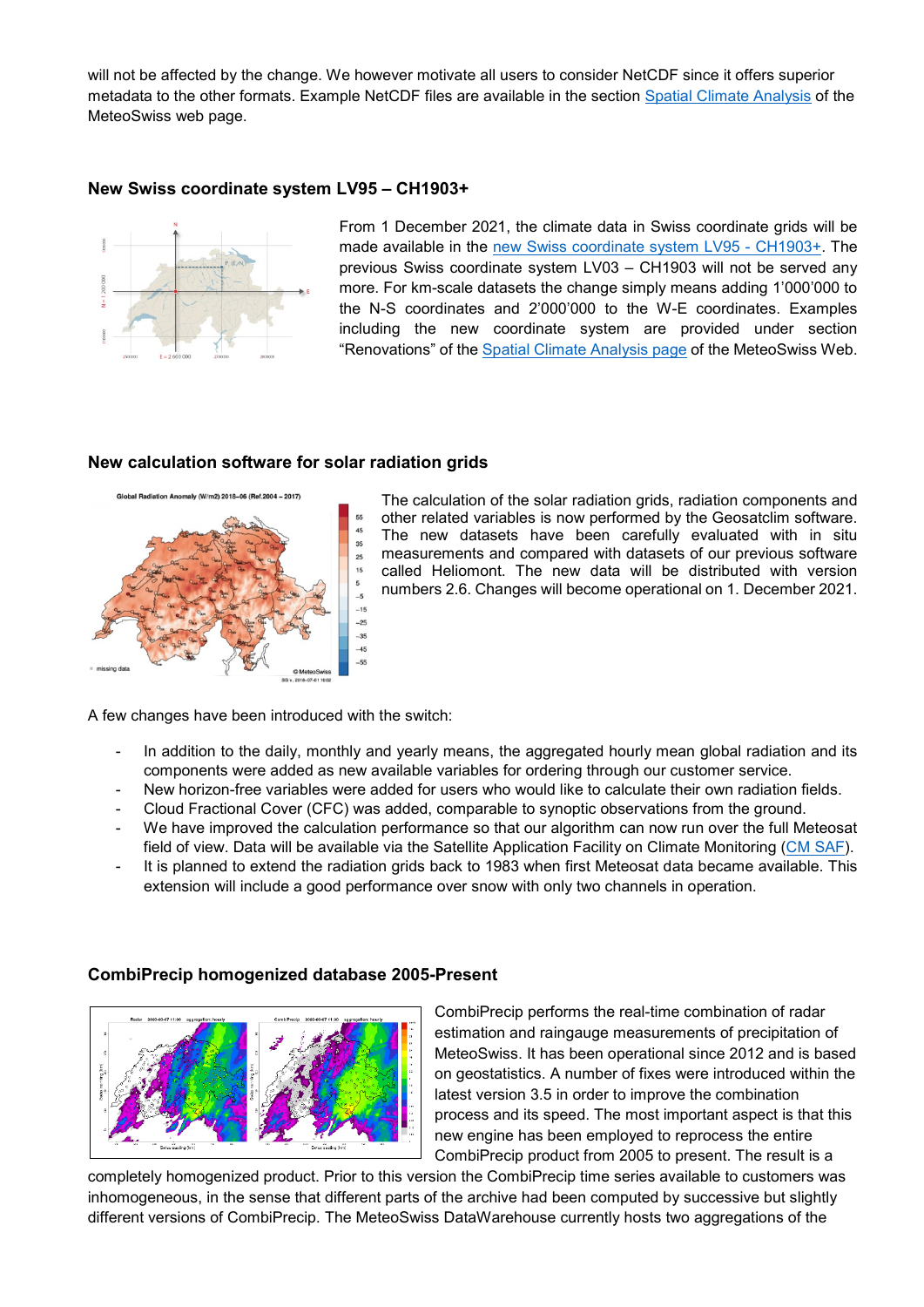will not be affected by the change. We however motivate all users to consider NetCDF since it offers superior metadata to the other formats. Example NetCDF files are available in the section Spatial Climate Analysis of the MeteoSwiss web page.

## New Swiss coordinate system LV95 – CH1903+

From 1 December 2021, the climate data in Swiss coordinate grids will be made available in the new Swiss coordinate system LV95 - CH1903+. The previous Swiss coordinate system LV03 – CH1903 will not be served any more. For km-scale datasets the change simply means adding 1'000'000 to the N-S coordinates and 2'000'000 to the W-E coordinates. Examples including the new coordinate system are provided under section "Renovations" of the Spatial Climate Analysis page of the MeteoSwiss Web.

## New calculation software for solar radiation grids

The calculation of the solar radiation grids, radiation components and other related variables is now performed by the Geosatclim software. The new datasets have been carefully evaluated with in situ measurements and compared with datasets of our previous software called Heliomont. The new data will be distributed with version numbers 2.6. Changes will become operational on 1. December 2021.

A few changes have been introduced with the switch:

- In addition to the daily, monthly and yearly means, the aggregated hourly mean global radiation and its components were added as new available variables for ordering through our customer service.
- New horizon-free variables were added for users who would like to calculate their own radiation fields.
- Cloud Fractional Cover (CFC) was added, comparable to synoptic observations from the ground.
- We have improved the calculation performance so that our algorithm can now run over the full Meteosat field of view. Data will be available via the Satellite Application Facility on Climate Monitoring (CM SAF).
- It is planned to extend the radiation grids back to 1983 when first Meteosat data became available. This extension will include a good performance over snow with only two channels in operation.

## CombiPrecip homogenized database 2005-Present

CombiPrecip performs the real-time combination of radar estimation and raingauge measurements of precipitation of MeteoSwiss. It has been operational since 2012 and is based on geostatistics. A number of fixes were introduced within the latest version 3.5 in order to improve the combination process and its speed. The most important aspect is that this new engine has been employed to reprocess the entire CombiPrecip product from 2005 to present. The result is a completely homogenized product. Prior to this version the CombiPrecip time series available to customers was inhomogeneous, in the sense that different parts of the archive had been computed by successive but slightly different versions of CombiPrecip. The MeteoSwiss DataWarehouse currently hosts two aggregations of the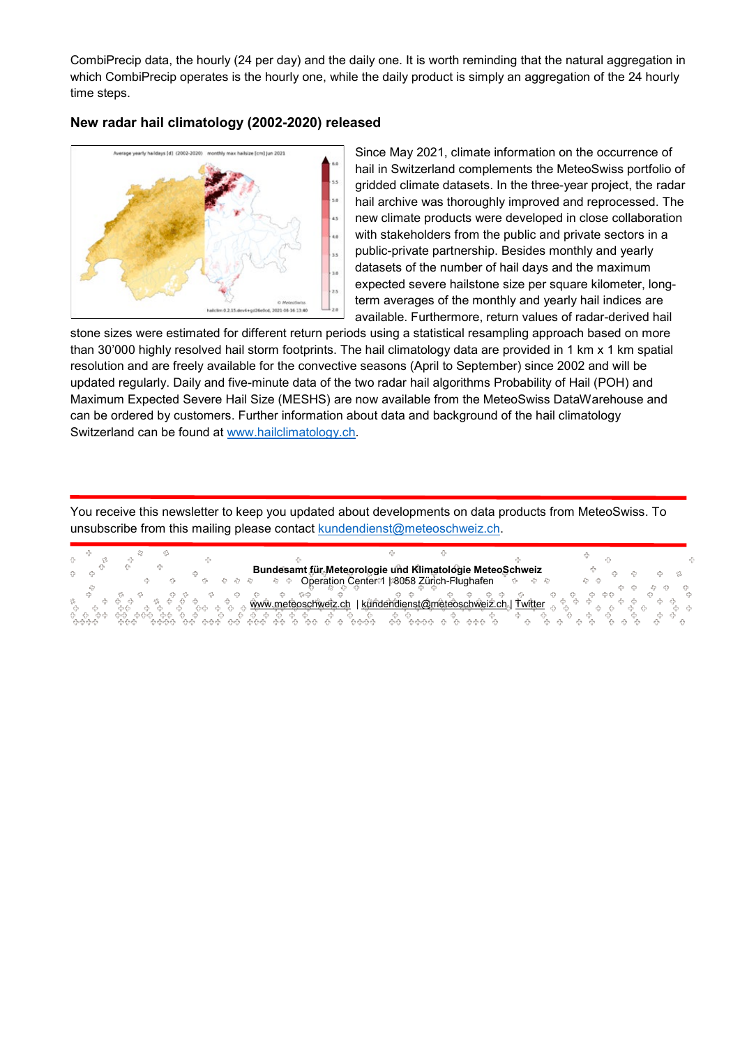CombiPrecip data, the hourly (24 per day) and the daily one. It is worth reminding that the natural aggregation in which CombiPrecip operates is the hourly one, while the daily product is simply an aggregation of the 24 hourly time steps.

### New radar hail climatology (2002-2020) released

Average yearly haildays [d] (2002-2020) monthly max hailsize [cm] Jun 2021

6.0
5.5
5.0
4.5
4.0
3.5
3.0
2.5
2.0

© MeteoSwiss

hailclim 0.2.15.dev4+gd26e0cd, 2021-08-16 13:40

Since May 2021, climate information on the occurrence of hail in Switzerland complements the MeteoSwiss portfolio of gridded climate datasets. In the three-year project, the radar hail archive was thoroughly improved and reprocessed. The new climate products were developed in close collaboration with stakeholders from the public and private sectors in a public-private partnership. Besides monthly and yearly datasets of the number of hail days and the maximum expected severe hailstone size per square kilometer, long-term averages of the monthly and yearly hail indices are available. Furthermore, return values of radar-derived hail stone sizes were estimated for different return periods using a statistical resampling approach based on more than 30'000 highly resolved hail storm footprints. The hail climatology data are provided in 1 km x 1 km spatial resolution and are freely available for the convective seasons (April to September) since 2002 and will be updated regularly. Daily and five-minute data of the two radar hail algorithms Probability of Hail (POH) and Maximum Expected Severe Hail Size (MESHS) are now available from the MeteoSwiss DataWarehouse and can be ordered by customers. Further information about data and background of the hail climatology Switzerland can be found at www.hailclimatology.ch.

---

You receive this newsletter to keep you updated about developments on data products from MeteoSwiss. To unsubscribe from this mailing please contact kundendienst@meteoschweiz.ch.

---

**Bundesamt für Meteorologie und Klimatologie MeteoSchweiz**
Operation Center 1 | 8058 Zürich-Flughafen

www.meteoschweiz.ch | kundendienst@meteoschweiz.ch | Twitter